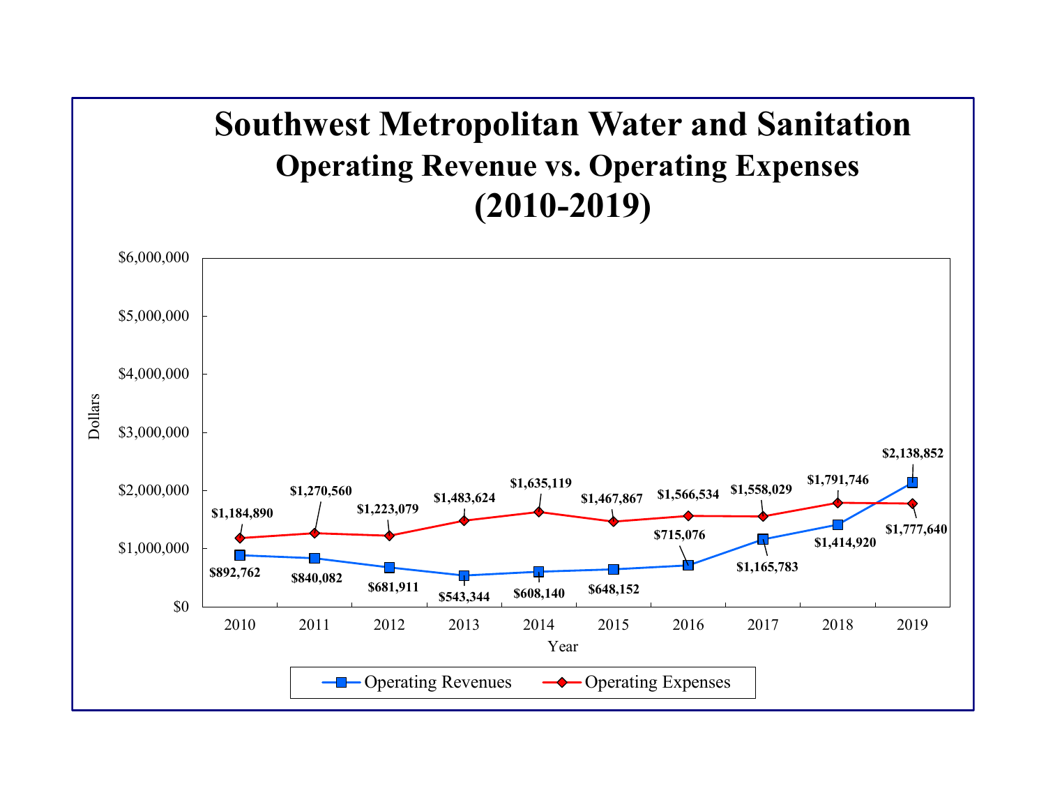# Southwest Metropolitan Water and Sanitation

## Operating Revenue vs. Operating Expenses

## (2010-2019)

| Year | Operating Revenues | Operating Expenses |
|---|---|---|
| 2010 | $892,762 | $1,184,890 |
| 2011 | $840,082 | $1,270,560 |
| 2012 | $681,911 | $1,223,079 |
| 2013 | $543,344 | $1,483,624 |
| 2014 | $608,140 | $1,635,119 |
| 2015 | $648,152 | $1,467,867 |
| 2016 | $715,076 | $1,566,534 |
| 2017 | $1,165,783 | $1,558,029 |
| 2018 | $1,414,920 | $1,791,746 |
| 2019 | $2,138,852 | $1,777,640 |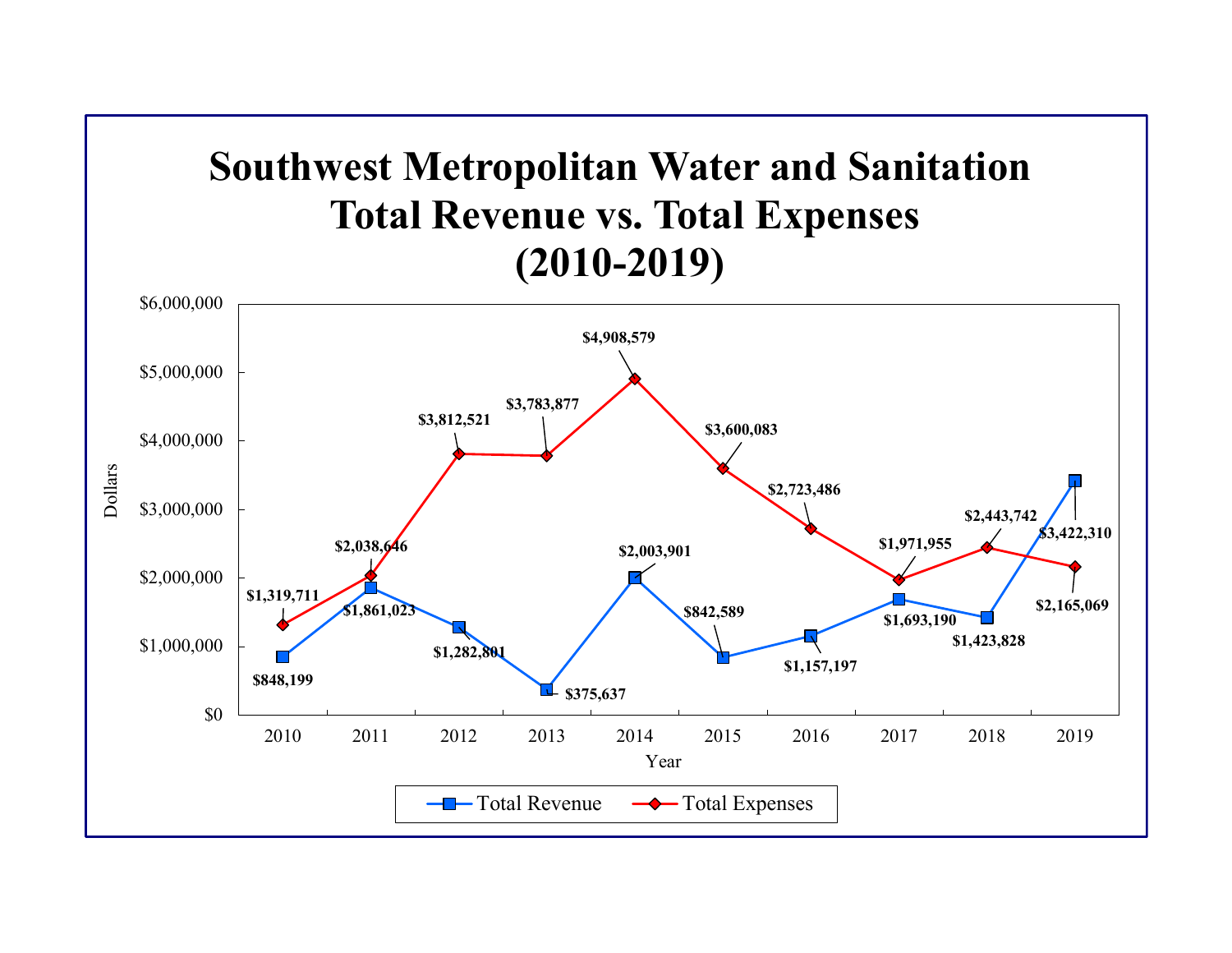# Southwest Metropolitan Water and Sanitation Total Revenue vs. Total Expenses (2010-2019)

| Year | Total Revenue | Total Expenses |
|---|---|---|
| 2010 | $848,199 | $1,319,711 |
| 2011 | $1,861,023 | $2,038,646 |
| 2012 | $1,282,801 | $3,812,521 |
| 2013 | $375,637 | $3,783,877 |
| 2014 | $2,003,901 | $4,908,579 |
| 2015 | $842,589 | $3,600,083 |
| 2016 | $1,157,197 | $2,723,486 |
| 2017 | $1,693,190 | $1,971,955 |
| 2018 | $1,423,828 | $2,443,742 |
| 2019 | $3,422,310 | $2,165,069 |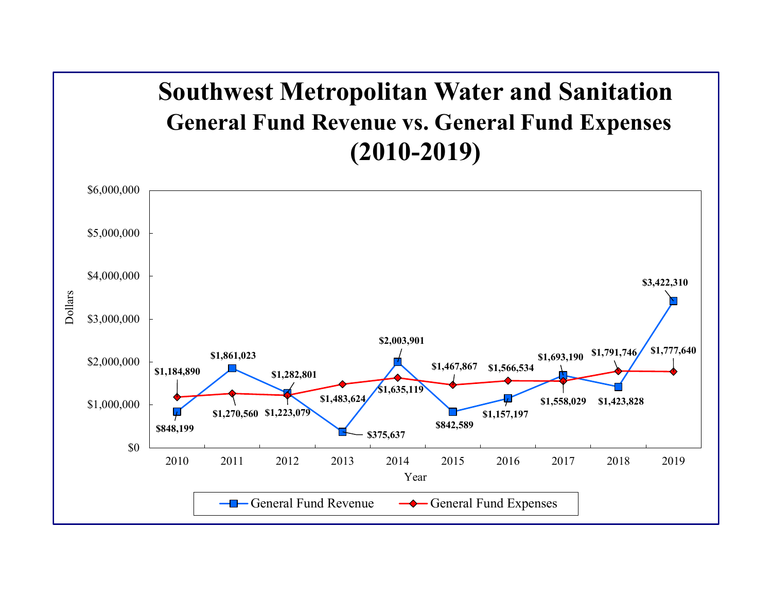# Southwest Metropolitan Water and Sanitation

## General Fund Revenue vs. General Fund Expenses (2010-2019)

| Year | General Fund Revenue | General Fund Expenses |
| --- | --- | --- |
| 2010 | $848,199 | $1,184,890 |
| 2011 | $1,861,023 | $1,270,560 |
| 2012 | $1,282,801 | $1,223,079 |
| 2013 | $375,637 | $1,483,624 |
| 2014 | $2,003,901 | $1,635,119 |
| 2015 | $842,589 | $1,467,867 |
| 2016 | $1,157,197 | $1,566,534 |
| 2017 | $1,693,190 | $1,558,029 |
| 2018 | $1,423,828 | $1,791,746 |
| 2019 | $3,422,310 | $1,777,640 |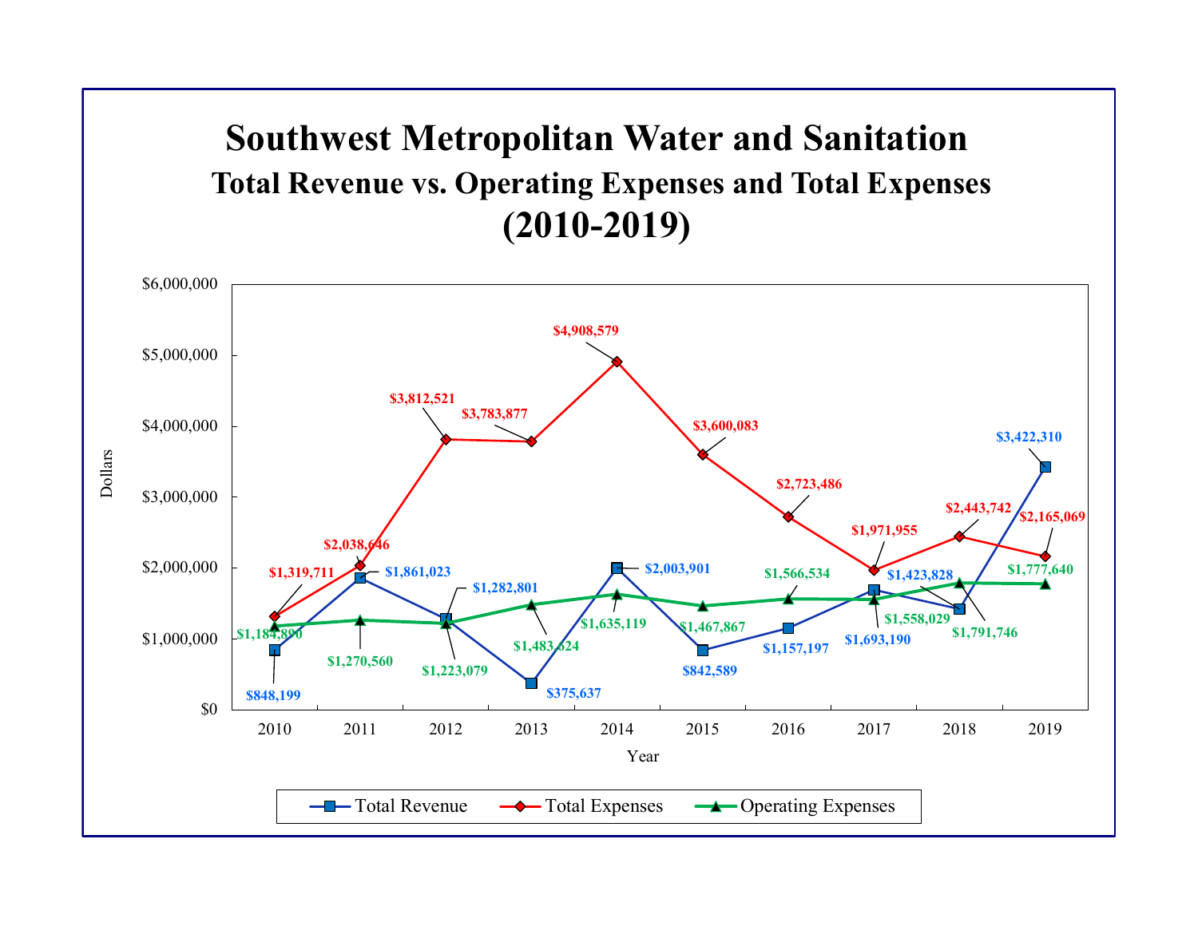# Southwest Metropolitan Water and Sanitation

## Total Revenue vs. Operating Expenses and Total Expenses (2010-2019)

| Year | Total Revenue | Total Expenses | Operating Expenses |
|---|---|---|---|
| 2010 | $848,199 | $1,319,711 | $1,184,890 |
| 2011 | $1,861,023 | $2,038,646 | $1,270,560 |
| 2012 | $1,282,801 | $3,812,521 | $1,223,079 |
| 2013 | $375,637 | $3,783,877 | $1,483,624 |
| 2014 | $2,003,901 | $4,908,579 | $1,635,119 |
| 2015 | $842,589 | $3,600,083 | $1,467,867 |
| 2016 | $1,157,197 | $2,723,486 | $1,566,534 |
| 2017 | $1,693,190 | $1,971,955 | $1,558,029 |
| 2018 | $1,423,828 | $2,443,742 | $1,791,746 |
| 2019 | $3,422,310 | $2,165,069 | $1,777,640 |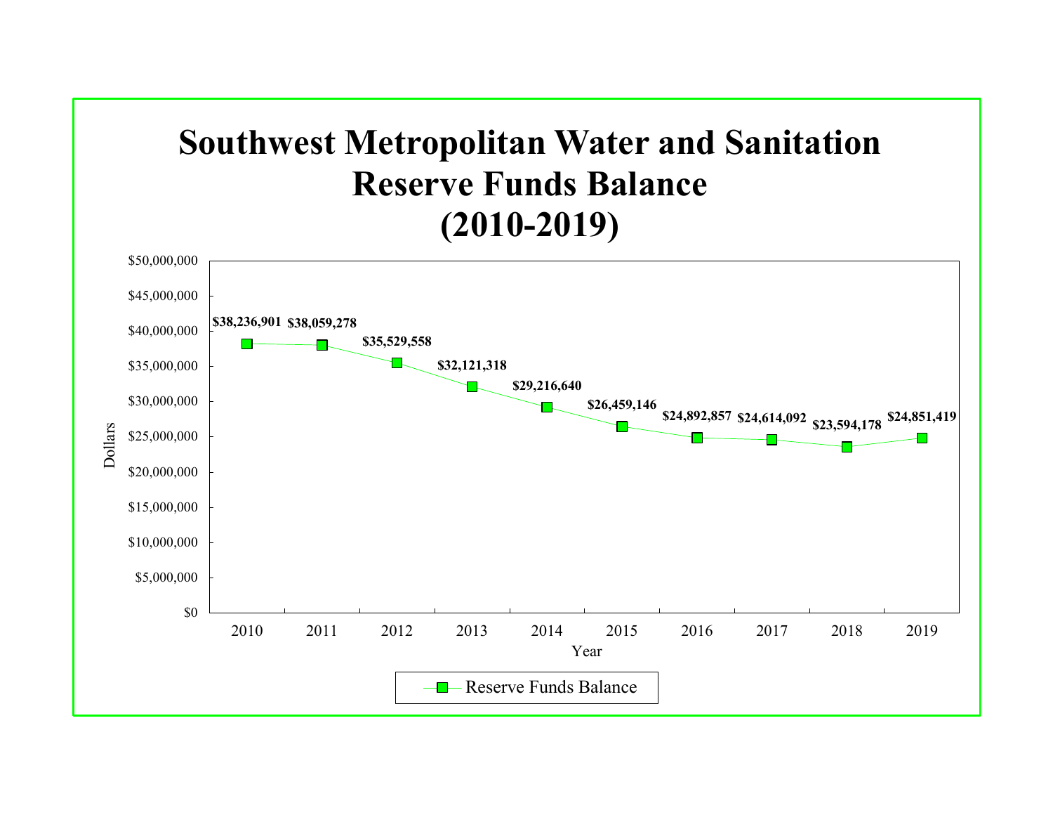# Southwest Metropolitan Water and Sanitation Reserve Funds Balance (2010-2019)

Dollars

$50,000,000
$45,000,000
$40,000,000
$35,000,000
$30,000,000
$25,000,000
$20,000,000
$15,000,000
$10,000,000
$5,000,000
$0

$38,236,901
$38,059,278
$35,529,558
$32,121,318
$29,216,640
$26,459,146
$24,892,857
$24,614,092
$23,594,178
$24,851,419

2010
2011
2012
2013
2014
2015
2016
2017
2018
2019

Year

Reserve Funds Balance